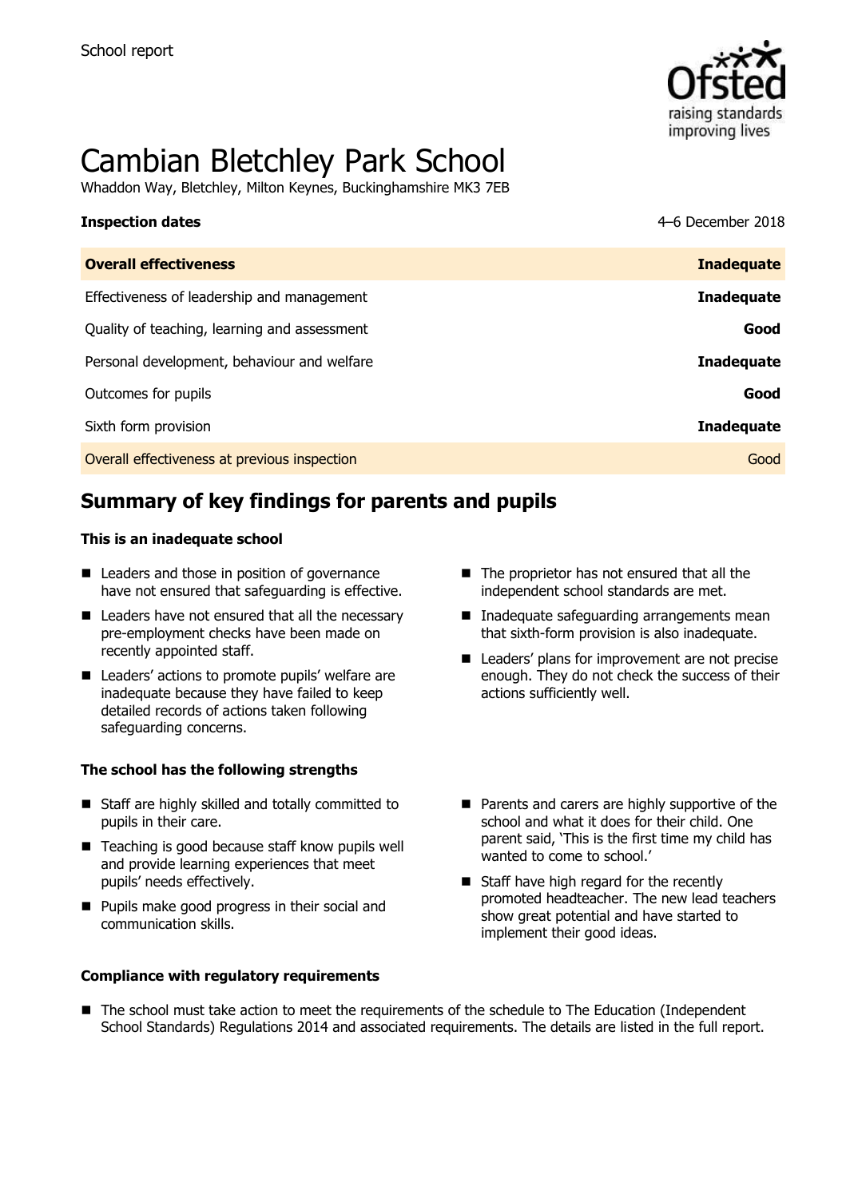School report

# Cambian Bletchley Park School

Whaddon Way, Bletchley, Milton Keynes, Buckinghamshire MK3 7EB

| **Inspection dates** | 4–6 December 2018 |
| --- | --- |
| **Overall effectiveness** | **Inadequate** |
| Effectiveness of leadership and management | **Inadequate** |
| Quality of teaching, learning and assessment | **Good** |
| Personal development, behaviour and welfare | **Inadequate** |
| Outcomes for pupils | **Good** |
| Sixth form provision | **Inadequate** |
| Overall effectiveness at previous inspection | Good |

## Summary of key findings for parents and pupils

### This is an inadequate school

- Leaders and those in position of governance have not ensured that safeguarding is effective.
- Leaders have not ensured that all the necessary pre-employment checks have been made on recently appointed staff.
- Leaders' actions to promote pupils' welfare are inadequate because they have failed to keep detailed records of actions taken following safeguarding concerns.
- The proprietor has not ensured that all the independent school standards are met.
- Inadequate safeguarding arrangements mean that sixth-form provision is also inadequate.
- Leaders' plans for improvement are not precise enough. They do not check the success of their actions sufficiently well.

### The school has the following strengths

- Staff are highly skilled and totally committed to pupils in their care.
- Teaching is good because staff know pupils well and provide learning experiences that meet pupils' needs effectively.
- Pupils make good progress in their social and communication skills.
- Parents and carers are highly supportive of the school and what it does for their child. One parent said, 'This is the first time my child has wanted to come to school.'
- Staff have high regard for the recently promoted headteacher. The new lead teachers show great potential and have started to implement their good ideas.

### Compliance with regulatory requirements

- The school must take action to meet the requirements of the schedule to The Education (Independent School Standards) Regulations 2014 and associated requirements. The details are listed in the full report.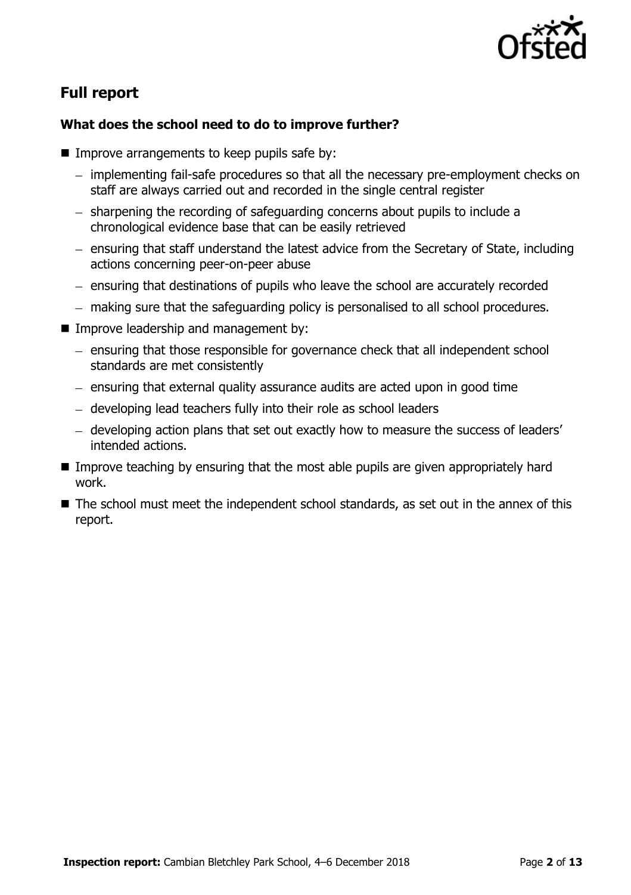## Full report

### What does the school need to do to improve further?

- Improve arrangements to keep pupils safe by:
  - implementing fail-safe procedures so that all the necessary pre-employment checks on staff are always carried out and recorded in the single central register
  - sharpening the recording of safeguarding concerns about pupils to include a chronological evidence base that can be easily retrieved
  - ensuring that staff understand the latest advice from the Secretary of State, including actions concerning peer-on-peer abuse
  - ensuring that destinations of pupils who leave the school are accurately recorded
  - making sure that the safeguarding policy is personalised to all school procedures.
- Improve leadership and management by:
  - ensuring that those responsible for governance check that all independent school standards are met consistently
  - ensuring that external quality assurance audits are acted upon in good time
  - developing lead teachers fully into their role as school leaders
  - developing action plans that set out exactly how to measure the success of leaders' intended actions.
- Improve teaching by ensuring that the most able pupils are given appropriately hard work.
- The school must meet the independent school standards, as set out in the annex of this report.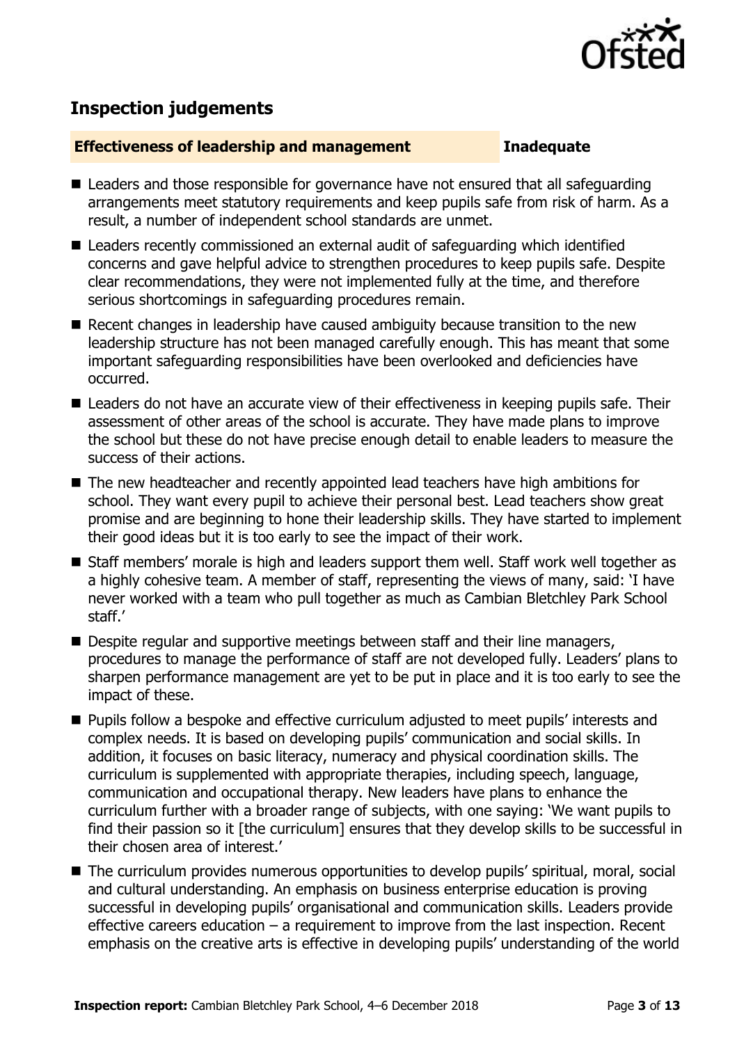## Inspection judgements

| **Effectiveness of leadership and management** | **Inadequate** |
| --- | --- |

- Leaders and those responsible for governance have not ensured that all safeguarding arrangements meet statutory requirements and keep pupils safe from risk of harm. As a result, a number of independent school standards are unmet.
- Leaders recently commissioned an external audit of safeguarding which identified concerns and gave helpful advice to strengthen procedures to keep pupils safe. Despite clear recommendations, they were not implemented fully at the time, and therefore serious shortcomings in safeguarding procedures remain.
- Recent changes in leadership have caused ambiguity because transition to the new leadership structure has not been managed carefully enough. This has meant that some important safeguarding responsibilities have been overlooked and deficiencies have occurred.
- Leaders do not have an accurate view of their effectiveness in keeping pupils safe. Their assessment of other areas of the school is accurate. They have made plans to improve the school but these do not have precise enough detail to enable leaders to measure the success of their actions.
- The new headteacher and recently appointed lead teachers have high ambitions for school. They want every pupil to achieve their personal best. Lead teachers show great promise and are beginning to hone their leadership skills. They have started to implement their good ideas but it is too early to see the impact of their work.
- Staff members' morale is high and leaders support them well. Staff work well together as a highly cohesive team. A member of staff, representing the views of many, said: 'I have never worked with a team who pull together as much as Cambian Bletchley Park School staff.'
- Despite regular and supportive meetings between staff and their line managers, procedures to manage the performance of staff are not developed fully. Leaders' plans to sharpen performance management are yet to be put in place and it is too early to see the impact of these.
- Pupils follow a bespoke and effective curriculum adjusted to meet pupils' interests and complex needs. It is based on developing pupils' communication and social skills. In addition, it focuses on basic literacy, numeracy and physical coordination skills. The curriculum is supplemented with appropriate therapies, including speech, language, communication and occupational therapy. New leaders have plans to enhance the curriculum further with a broader range of subjects, with one saying: 'We want pupils to find their passion so it [the curriculum] ensures that they develop skills to be successful in their chosen area of interest.'
- The curriculum provides numerous opportunities to develop pupils' spiritual, moral, social and cultural understanding. An emphasis on business enterprise education is proving successful in developing pupils' organisational and communication skills. Leaders provide effective careers education – a requirement to improve from the last inspection. Recent emphasis on the creative arts is effective in developing pupils' understanding of the world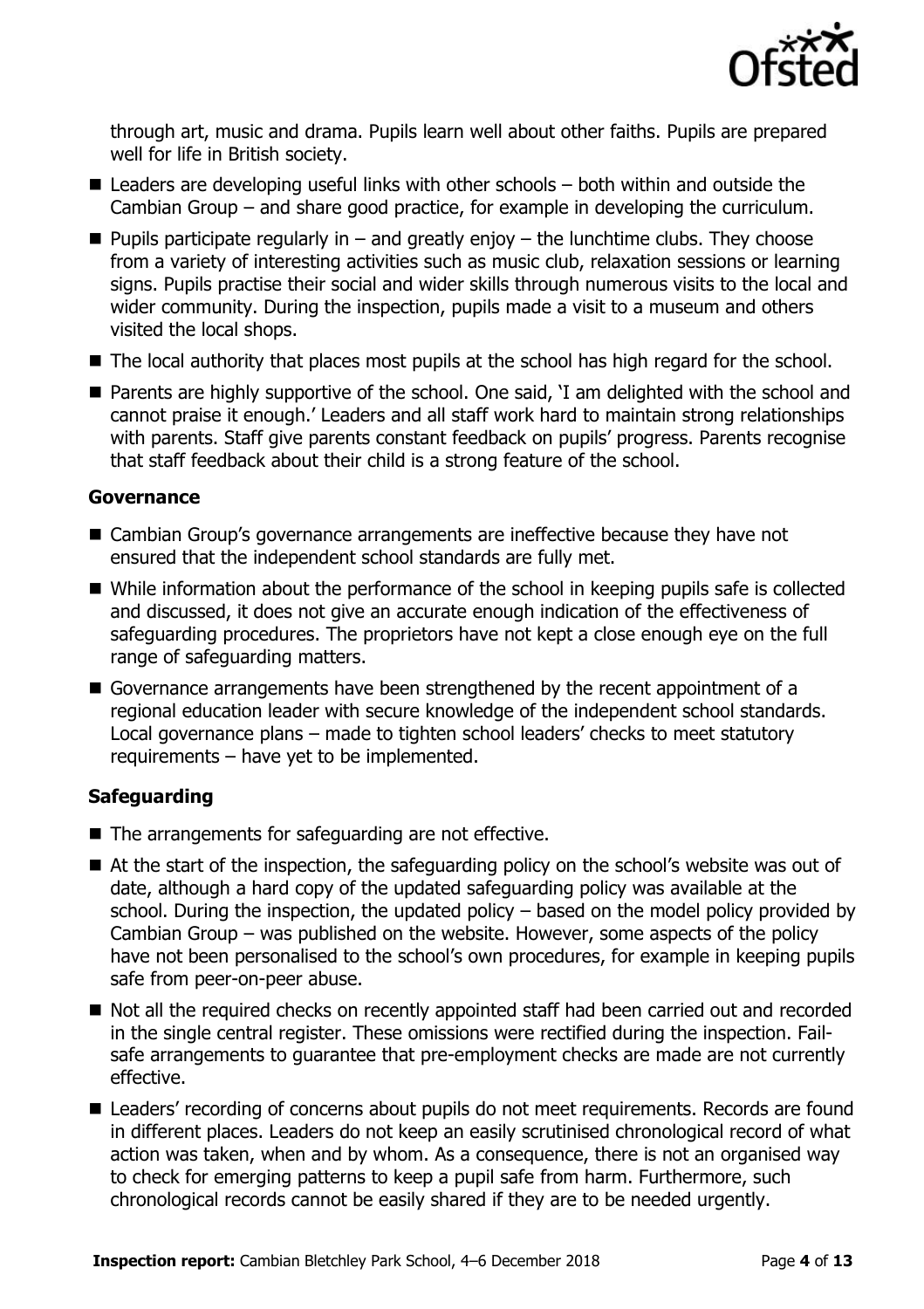through art, music and drama. Pupils learn well about other faiths. Pupils are prepared well for life in British society.

- Leaders are developing useful links with other schools – both within and outside the Cambian Group – and share good practice, for example in developing the curriculum.
- Pupils participate regularly in – and greatly enjoy – the lunchtime clubs. They choose from a variety of interesting activities such as music club, relaxation sessions or learning signs. Pupils practise their social and wider skills through numerous visits to the local and wider community. During the inspection, pupils made a visit to a museum and others visited the local shops.
- The local authority that places most pupils at the school has high regard for the school.
- Parents are highly supportive of the school. One said, 'I am delighted with the school and cannot praise it enough.' Leaders and all staff work hard to maintain strong relationships with parents. Staff give parents constant feedback on pupils' progress. Parents recognise that staff feedback about their child is a strong feature of the school.

### Governance

- Cambian Group's governance arrangements are ineffective because they have not ensured that the independent school standards are fully met.
- While information about the performance of the school in keeping pupils safe is collected and discussed, it does not give an accurate enough indication of the effectiveness of safeguarding procedures. The proprietors have not kept a close enough eye on the full range of safeguarding matters.
- Governance arrangements have been strengthened by the recent appointment of a regional education leader with secure knowledge of the independent school standards. Local governance plans – made to tighten school leaders' checks to meet statutory requirements – have yet to be implemented.

## Safeguarding

- The arrangements for safeguarding are not effective.
- At the start of the inspection, the safeguarding policy on the school's website was out of date, although a hard copy of the updated safeguarding policy was available at the school. During the inspection, the updated policy – based on the model policy provided by Cambian Group – was published on the website. However, some aspects of the policy have not been personalised to the school's own procedures, for example in keeping pupils safe from peer-on-peer abuse.
- Not all the required checks on recently appointed staff had been carried out and recorded in the single central register. These omissions were rectified during the inspection. Fail-safe arrangements to guarantee that pre-employment checks are made are not currently effective.
- Leaders' recording of concerns about pupils do not meet requirements. Records are found in different places. Leaders do not keep an easily scrutinised chronological record of what action was taken, when and by whom. As a consequence, there is not an organised way to check for emerging patterns to keep a pupil safe from harm. Furthermore, such chronological records cannot be easily shared if they are to be needed urgently.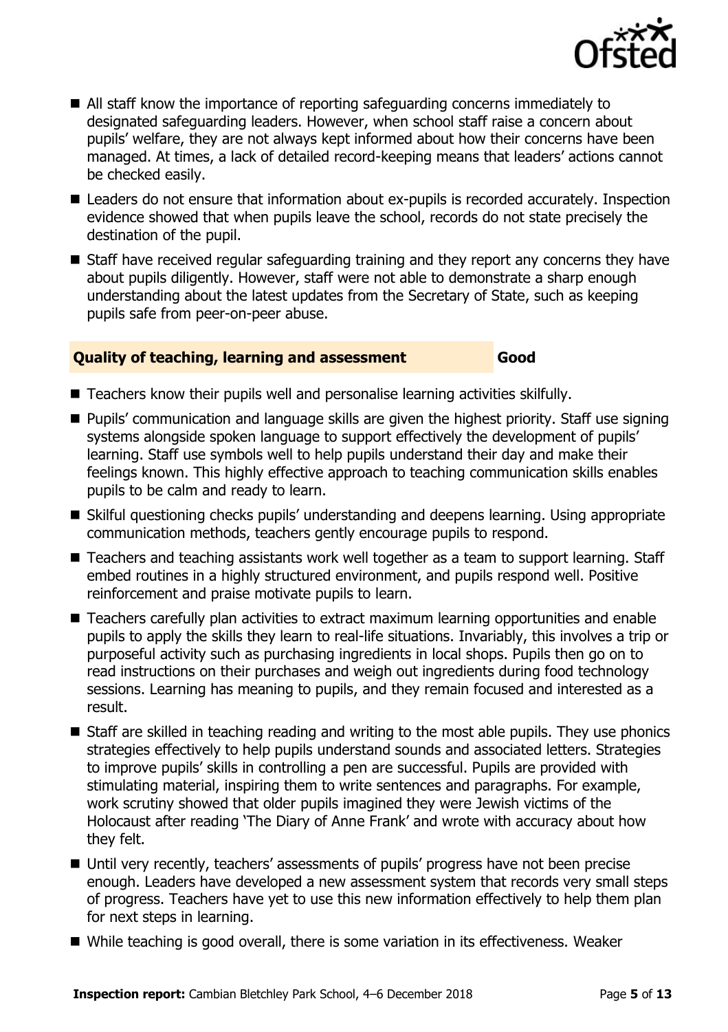- All staff know the importance of reporting safeguarding concerns immediately to designated safeguarding leaders. However, when school staff raise a concern about pupils' welfare, they are not always kept informed about how their concerns have been managed. At times, a lack of detailed record-keeping means that leaders' actions cannot be checked easily.
- Leaders do not ensure that information about ex-pupils is recorded accurately. Inspection evidence showed that when pupils leave the school, records do not state precisely the destination of the pupil.
- Staff have received regular safeguarding training and they report any concerns they have about pupils diligently. However, staff were not able to demonstrate a sharp enough understanding about the latest updates from the Secretary of State, such as keeping pupils safe from peer-on-peer abuse.

## Quality of teaching, learning and assessment — Good

- Teachers know their pupils well and personalise learning activities skilfully.
- Pupils' communication and language skills are given the highest priority. Staff use signing systems alongside spoken language to support effectively the development of pupils' learning. Staff use symbols well to help pupils understand their day and make their feelings known. This highly effective approach to teaching communication skills enables pupils to be calm and ready to learn.
- Skilful questioning checks pupils' understanding and deepens learning. Using appropriate communication methods, teachers gently encourage pupils to respond.
- Teachers and teaching assistants work well together as a team to support learning. Staff embed routines in a highly structured environment, and pupils respond well. Positive reinforcement and praise motivate pupils to learn.
- Teachers carefully plan activities to extract maximum learning opportunities and enable pupils to apply the skills they learn to real-life situations. Invariably, this involves a trip or purposeful activity such as purchasing ingredients in local shops. Pupils then go on to read instructions on their purchases and weigh out ingredients during food technology sessions. Learning has meaning to pupils, and they remain focused and interested as a result.
- Staff are skilled in teaching reading and writing to the most able pupils. They use phonics strategies effectively to help pupils understand sounds and associated letters. Strategies to improve pupils' skills in controlling a pen are successful. Pupils are provided with stimulating material, inspiring them to write sentences and paragraphs. For example, work scrutiny showed that older pupils imagined they were Jewish victims of the Holocaust after reading 'The Diary of Anne Frank' and wrote with accuracy about how they felt.
- Until very recently, teachers' assessments of pupils' progress have not been precise enough. Leaders have developed a new assessment system that records very small steps of progress. Teachers have yet to use this new information effectively to help them plan for next steps in learning.
- While teaching is good overall, there is some variation in its effectiveness. Weaker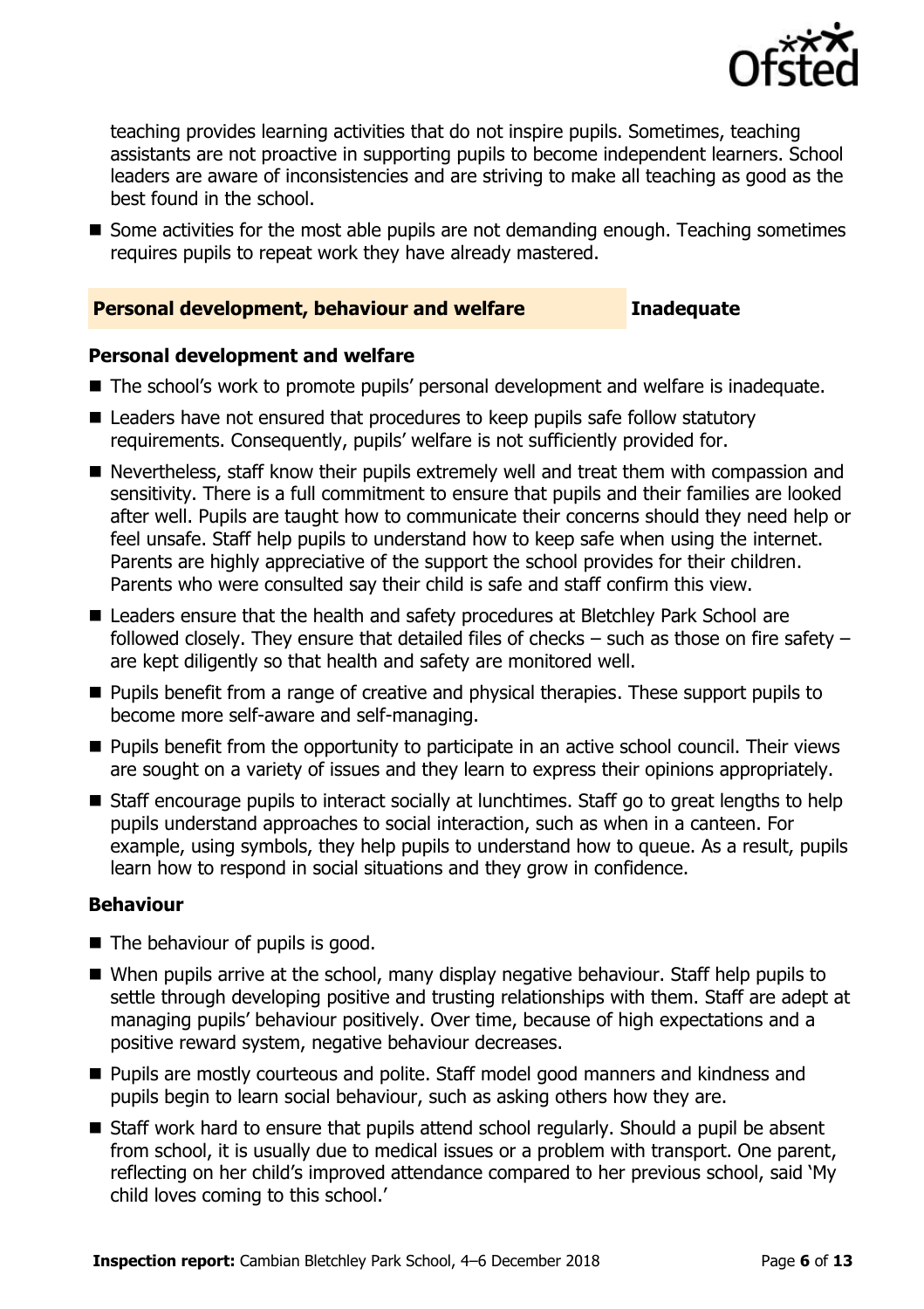teaching provides learning activities that do not inspire pupils. Sometimes, teaching assistants are not proactive in supporting pupils to become independent learners. School leaders are aware of inconsistencies and are striving to make all teaching as good as the best found in the school.

- Some activities for the most able pupils are not demanding enough. Teaching sometimes requires pupils to repeat work they have already mastered.

## Personal development, behaviour and welfare — Inadequate

### Personal development and welfare

- The school's work to promote pupils' personal development and welfare is inadequate.
- Leaders have not ensured that procedures to keep pupils safe follow statutory requirements. Consequently, pupils' welfare is not sufficiently provided for.
- Nevertheless, staff know their pupils extremely well and treat them with compassion and sensitivity. There is a full commitment to ensure that pupils and their families are looked after well. Pupils are taught how to communicate their concerns should they need help or feel unsafe. Staff help pupils to understand how to keep safe when using the internet. Parents are highly appreciative of the support the school provides for their children. Parents who were consulted say their child is safe and staff confirm this view.
- Leaders ensure that the health and safety procedures at Bletchley Park School are followed closely. They ensure that detailed files of checks – such as those on fire safety – are kept diligently so that health and safety are monitored well.
- Pupils benefit from a range of creative and physical therapies. These support pupils to become more self-aware and self-managing.
- Pupils benefit from the opportunity to participate in an active school council. Their views are sought on a variety of issues and they learn to express their opinions appropriately.
- Staff encourage pupils to interact socially at lunchtimes. Staff go to great lengths to help pupils understand approaches to social interaction, such as when in a canteen. For example, using symbols, they help pupils to understand how to queue. As a result, pupils learn how to respond in social situations and they grow in confidence.

### Behaviour

- The behaviour of pupils is good.
- When pupils arrive at the school, many display negative behaviour. Staff help pupils to settle through developing positive and trusting relationships with them. Staff are adept at managing pupils' behaviour positively. Over time, because of high expectations and a positive reward system, negative behaviour decreases.
- Pupils are mostly courteous and polite. Staff model good manners and kindness and pupils begin to learn social behaviour, such as asking others how they are.
- Staff work hard to ensure that pupils attend school regularly. Should a pupil be absent from school, it is usually due to medical issues or a problem with transport. One parent, reflecting on her child's improved attendance compared to her previous school, said 'My child loves coming to this school.'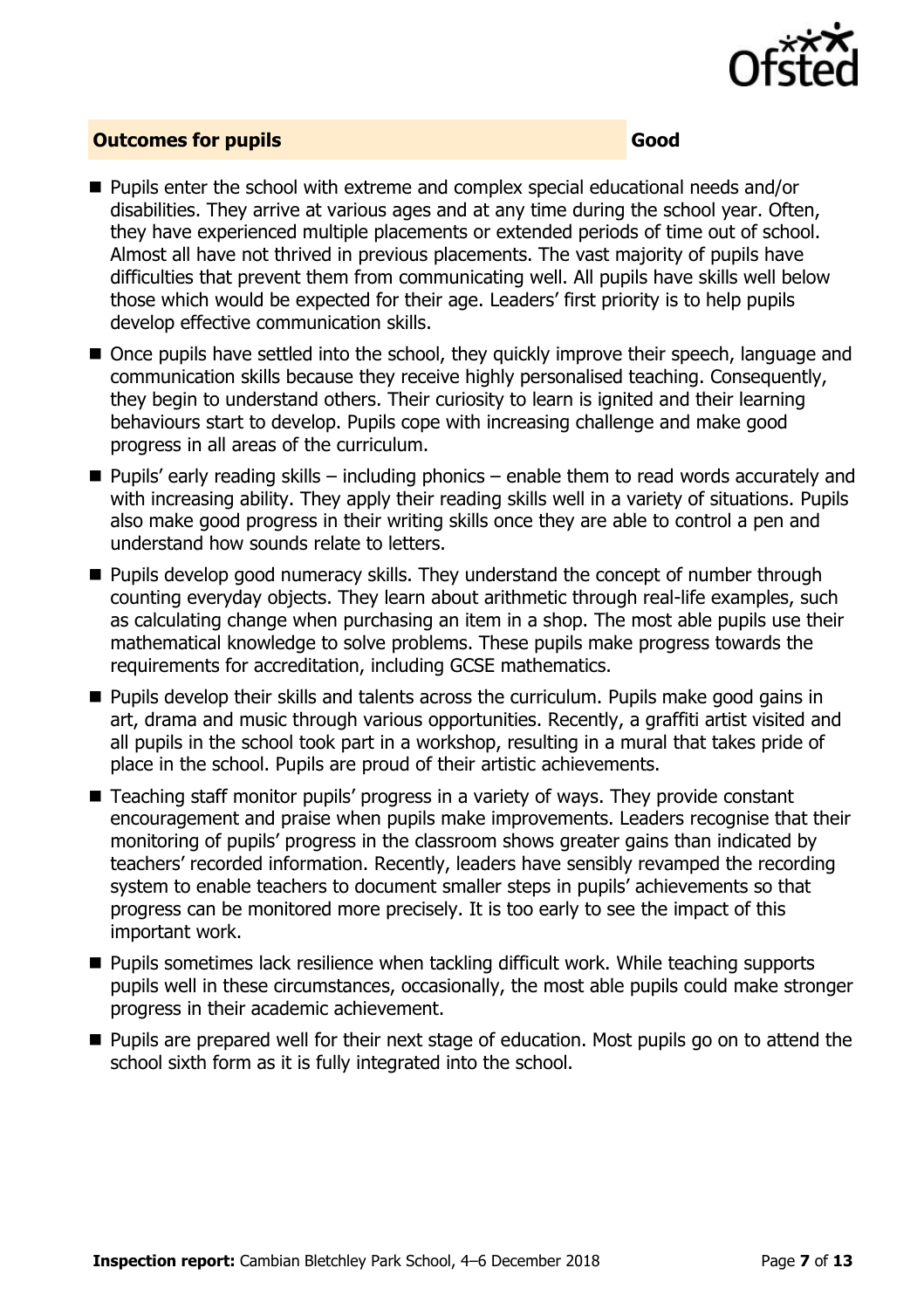## Outcomes for pupils — Good

- Pupils enter the school with extreme and complex special educational needs and/or disabilities. They arrive at various ages and at any time during the school year. Often, they have experienced multiple placements or extended periods of time out of school. Almost all have not thrived in previous placements. The vast majority of pupils have difficulties that prevent them from communicating well. All pupils have skills well below those which would be expected for their age. Leaders' first priority is to help pupils develop effective communication skills.
- Once pupils have settled into the school, they quickly improve their speech, language and communication skills because they receive highly personalised teaching. Consequently, they begin to understand others. Their curiosity to learn is ignited and their learning behaviours start to develop. Pupils cope with increasing challenge and make good progress in all areas of the curriculum.
- Pupils' early reading skills – including phonics – enable them to read words accurately and with increasing ability. They apply their reading skills well in a variety of situations. Pupils also make good progress in their writing skills once they are able to control a pen and understand how sounds relate to letters.
- Pupils develop good numeracy skills. They understand the concept of number through counting everyday objects. They learn about arithmetic through real-life examples, such as calculating change when purchasing an item in a shop. The most able pupils use their mathematical knowledge to solve problems. These pupils make progress towards the requirements for accreditation, including GCSE mathematics.
- Pupils develop their skills and talents across the curriculum. Pupils make good gains in art, drama and music through various opportunities. Recently, a graffiti artist visited and all pupils in the school took part in a workshop, resulting in a mural that takes pride of place in the school. Pupils are proud of their artistic achievements.
- Teaching staff monitor pupils' progress in a variety of ways. They provide constant encouragement and praise when pupils make improvements. Leaders recognise that their monitoring of pupils' progress in the classroom shows greater gains than indicated by teachers' recorded information. Recently, leaders have sensibly revamped the recording system to enable teachers to document smaller steps in pupils' achievements so that progress can be monitored more precisely. It is too early to see the impact of this important work.
- Pupils sometimes lack resilience when tackling difficult work. While teaching supports pupils well in these circumstances, occasionally, the most able pupils could make stronger progress in their academic achievement.
- Pupils are prepared well for their next stage of education. Most pupils go on to attend the school sixth form as it is fully integrated into the school.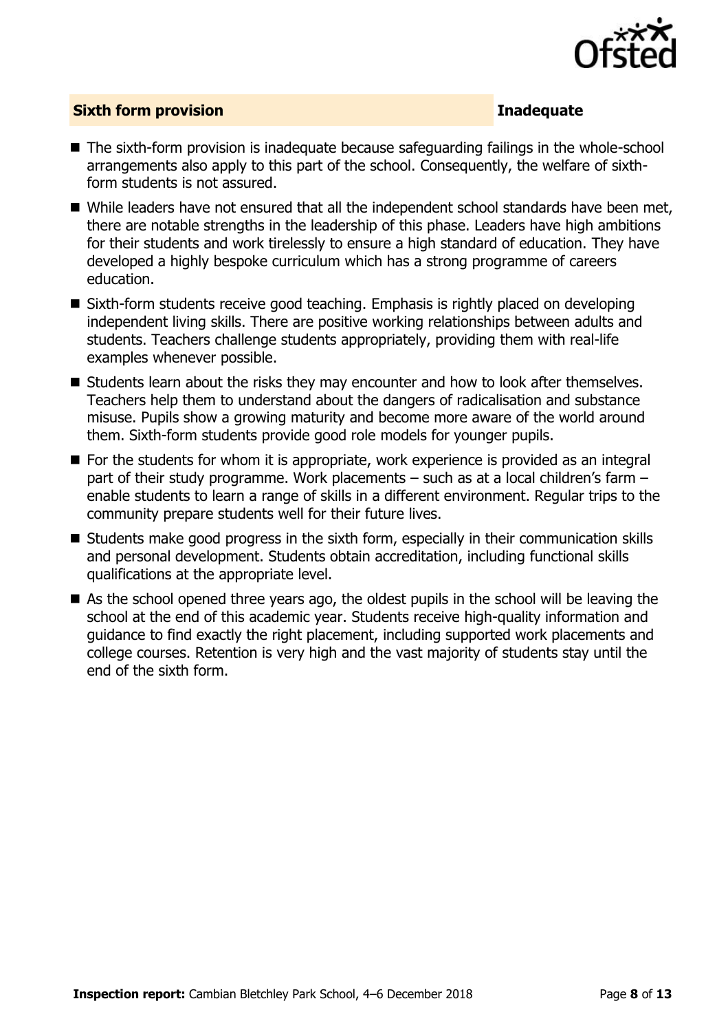## Sixth form provision — Inadequate

- The sixth-form provision is inadequate because safeguarding failings in the whole-school arrangements also apply to this part of the school. Consequently, the welfare of sixth-form students is not assured.
- While leaders have not ensured that all the independent school standards have been met, there are notable strengths in the leadership of this phase. Leaders have high ambitions for their students and work tirelessly to ensure a high standard of education. They have developed a highly bespoke curriculum which has a strong programme of careers education.
- Sixth-form students receive good teaching. Emphasis is rightly placed on developing independent living skills. There are positive working relationships between adults and students. Teachers challenge students appropriately, providing them with real-life examples whenever possible.
- Students learn about the risks they may encounter and how to look after themselves. Teachers help them to understand about the dangers of radicalisation and substance misuse. Pupils show a growing maturity and become more aware of the world around them. Sixth-form students provide good role models for younger pupils.
- For the students for whom it is appropriate, work experience is provided as an integral part of their study programme. Work placements – such as at a local children's farm – enable students to learn a range of skills in a different environment. Regular trips to the community prepare students well for their future lives.
- Students make good progress in the sixth form, especially in their communication skills and personal development. Students obtain accreditation, including functional skills qualifications at the appropriate level.
- As the school opened three years ago, the oldest pupils in the school will be leaving the school at the end of this academic year. Students receive high-quality information and guidance to find exactly the right placement, including supported work placements and college courses. Retention is very high and the vast majority of students stay until the end of the sixth form.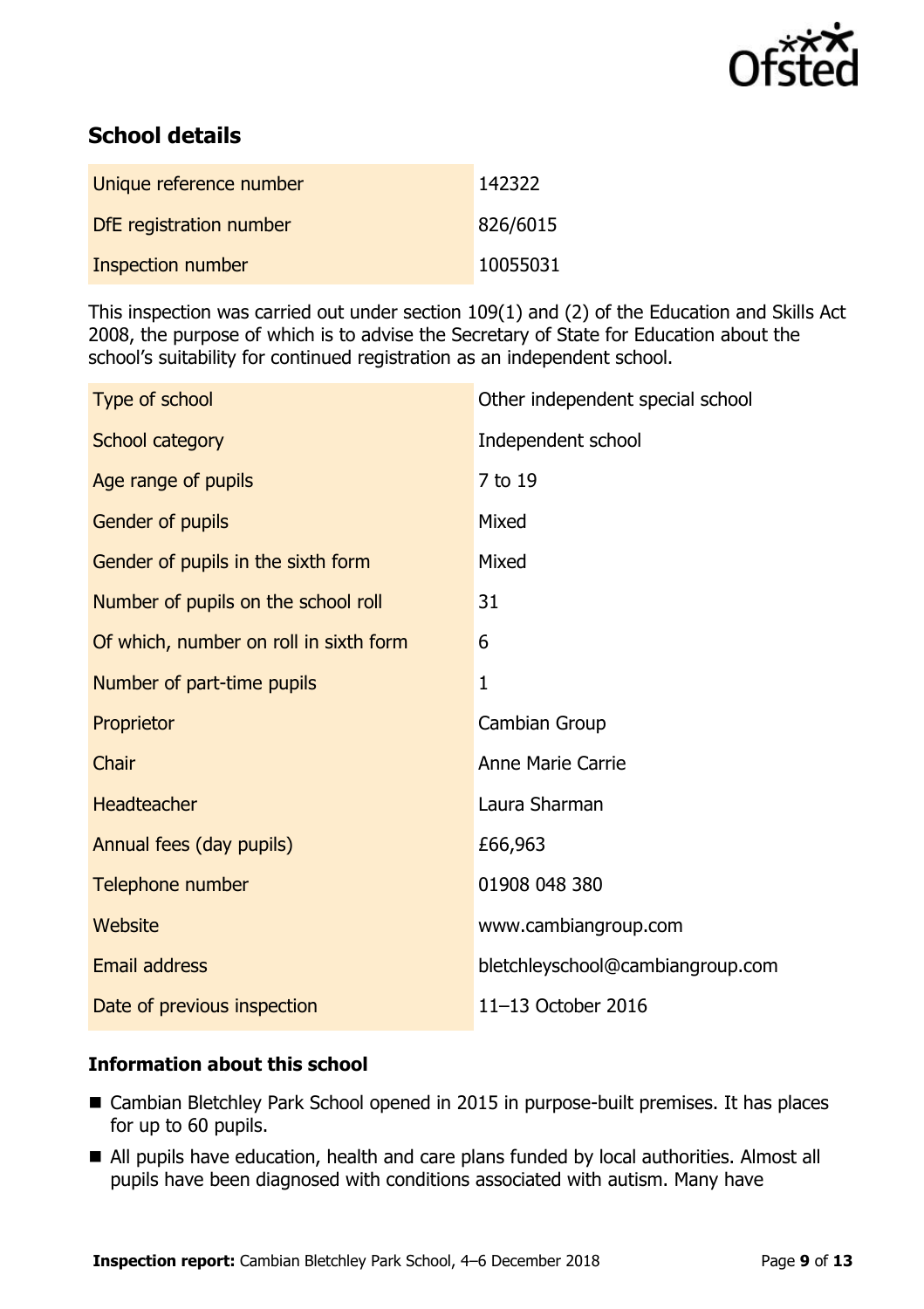## School details

| | |
|---|---|
| Unique reference number | 142322 |
| DfE registration number | 826/6015 |
| Inspection number | 10055031 |

This inspection was carried out under section 109(1) and (2) of the Education and Skills Act 2008, the purpose of which is to advise the Secretary of State for Education about the school's suitability for continued registration as an independent school.

| | |
|---|---|
| Type of school | Other independent special school |
| School category | Independent school |
| Age range of pupils | 7 to 19 |
| Gender of pupils | Mixed |
| Gender of pupils in the sixth form | Mixed |
| Number of pupils on the school roll | 31 |
| Of which, number on roll in sixth form | 6 |
| Number of part-time pupils | 1 |
| Proprietor | Cambian Group |
| Chair | Anne Marie Carrie |
| Headteacher | Laura Sharman |
| Annual fees (day pupils) | £66,963 |
| Telephone number | 01908 048 380 |
| Website | www.cambiangroup.com |
| Email address | bletchleyschool@cambiangroup.com |
| Date of previous inspection | 11–13 October 2016 |

### Information about this school

- Cambian Bletchley Park School opened in 2015 in purpose-built premises. It has places for up to 60 pupils.
- All pupils have education, health and care plans funded by local authorities. Almost all pupils have been diagnosed with conditions associated with autism. Many have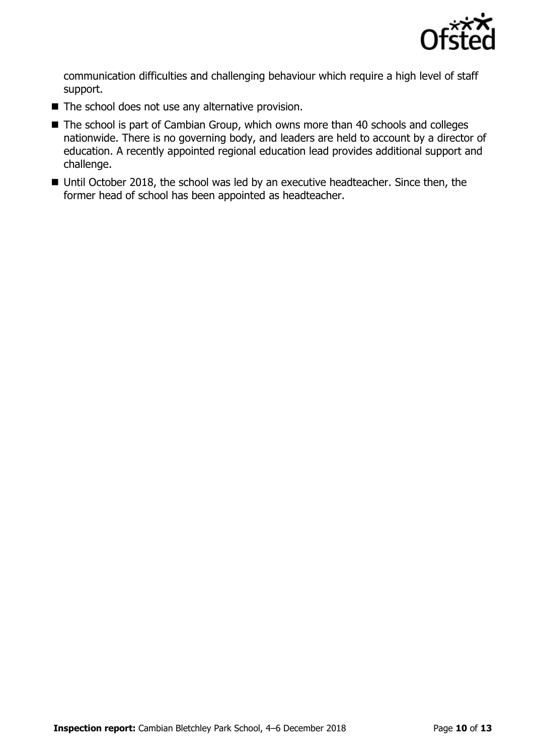communication difficulties and challenging behaviour which require a high level of staff support.

- The school does not use any alternative provision.
- The school is part of Cambian Group, which owns more than 40 schools and colleges nationwide. There is no governing body, and leaders are held to account by a director of education. A recently appointed regional education lead provides additional support and challenge.
- Until October 2018, the school was led by an executive headteacher. Since then, the former head of school has been appointed as headteacher.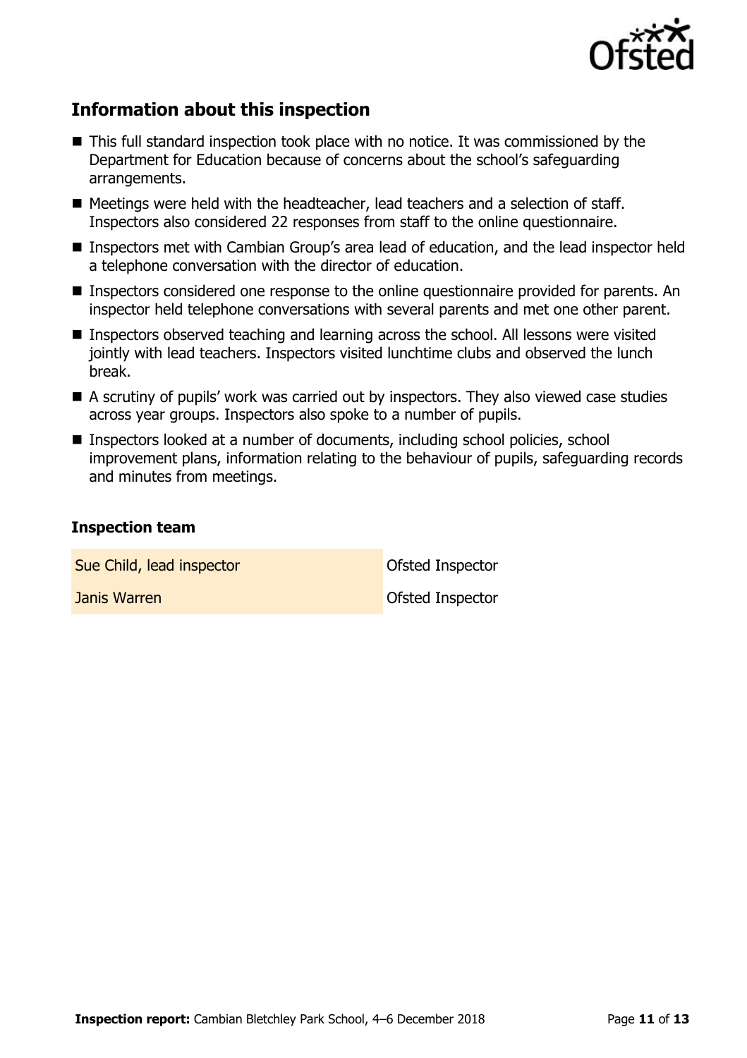## Information about this inspection

- This full standard inspection took place with no notice. It was commissioned by the Department for Education because of concerns about the school's safeguarding arrangements.
- Meetings were held with the headteacher, lead teachers and a selection of staff. Inspectors also considered 22 responses from staff to the online questionnaire.
- Inspectors met with Cambian Group's area lead of education, and the lead inspector held a telephone conversation with the director of education.
- Inspectors considered one response to the online questionnaire provided for parents. An inspector held telephone conversations with several parents and met one other parent.
- Inspectors observed teaching and learning across the school. All lessons were visited jointly with lead teachers. Inspectors visited lunchtime clubs and observed the lunch break.
- A scrutiny of pupils' work was carried out by inspectors. They also viewed case studies across year groups. Inspectors also spoke to a number of pupils.
- Inspectors looked at a number of documents, including school policies, school improvement plans, information relating to the behaviour of pupils, safeguarding records and minutes from meetings.

### Inspection team

| | |
|---|---|
| Sue Child, lead inspector | Ofsted Inspector |
| Janis Warren | Ofsted Inspector |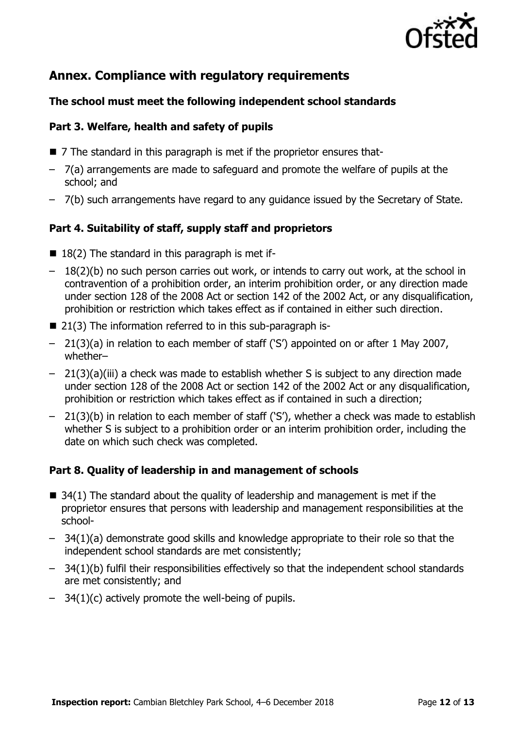## Annex. Compliance with regulatory requirements

### The school must meet the following independent school standards

### Part 3. Welfare, health and safety of pupils

- 7 The standard in this paragraph is met if the proprietor ensures that-
  - 7(a) arrangements are made to safeguard and promote the welfare of pupils at the school; and
  - 7(b) such arrangements have regard to any guidance issued by the Secretary of State.

### Part 4. Suitability of staff, supply staff and proprietors

- 18(2) The standard in this paragraph is met if-
  - 18(2)(b) no such person carries out work, or intends to carry out work, at the school in contravention of a prohibition order, an interim prohibition order, or any direction made under section 128 of the 2008 Act or section 142 of the 2002 Act, or any disqualification, prohibition or restriction which takes effect as if contained in either such direction.
- 21(3) The information referred to in this sub-paragraph is-
  - 21(3)(a) in relation to each member of staff ('S') appointed on or after 1 May 2007, whether–
  - 21(3)(a)(iii) a check was made to establish whether S is subject to any direction made under section 128 of the 2008 Act or section 142 of the 2002 Act or any disqualification, prohibition or restriction which takes effect as if contained in such a direction;
  - 21(3)(b) in relation to each member of staff ('S'), whether a check was made to establish whether S is subject to a prohibition order or an interim prohibition order, including the date on which such check was completed.

### Part 8. Quality of leadership in and management of schools

- 34(1) The standard about the quality of leadership and management is met if the proprietor ensures that persons with leadership and management responsibilities at the school-
  - 34(1)(a) demonstrate good skills and knowledge appropriate to their role so that the independent school standards are met consistently;
  - 34(1)(b) fulfil their responsibilities effectively so that the independent school standards are met consistently; and
  - 34(1)(c) actively promote the well-being of pupils.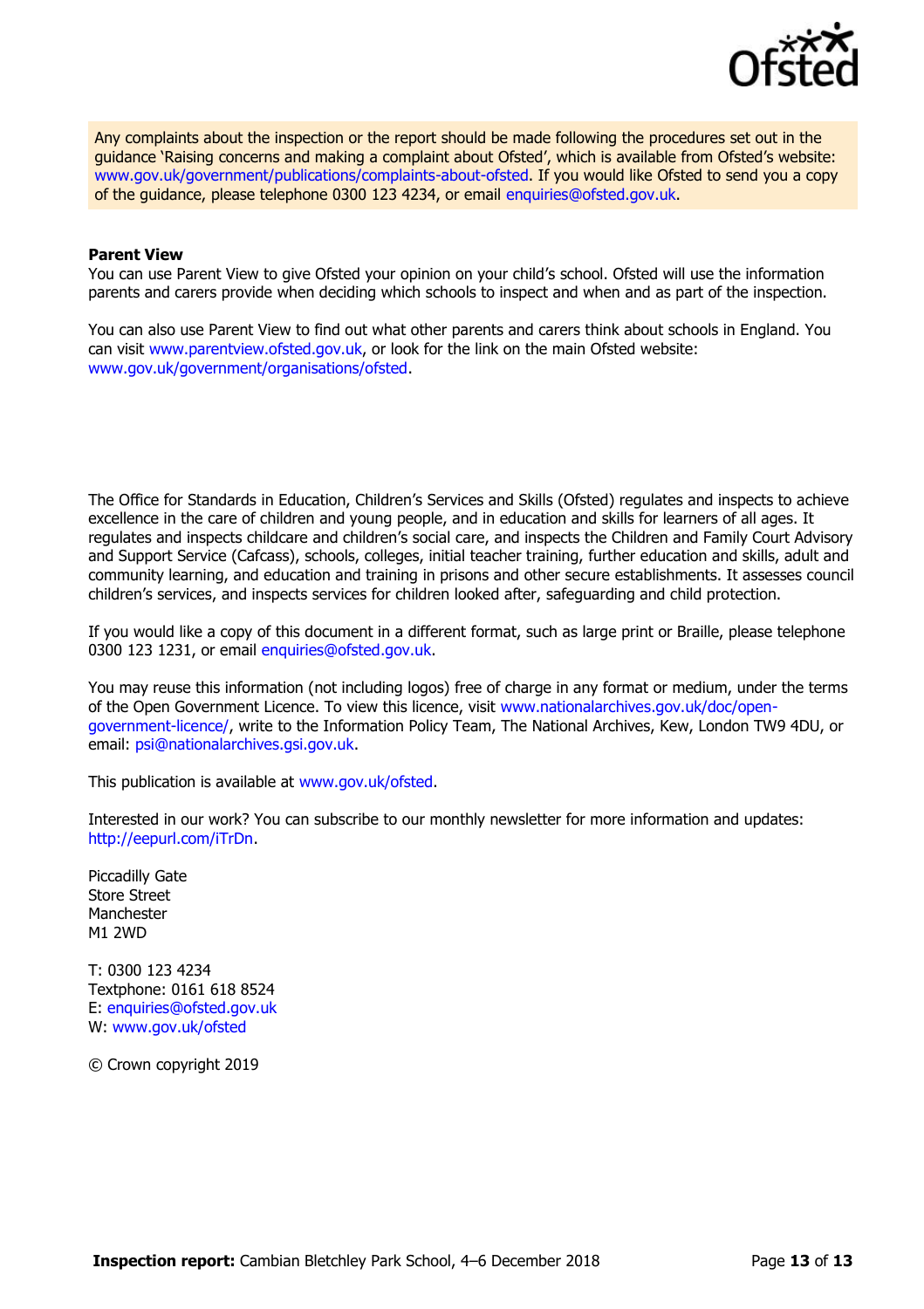Any complaints about the inspection or the report should be made following the procedures set out in the guidance 'Raising concerns and making a complaint about Ofsted', which is available from Ofsted's website: www.gov.uk/government/publications/complaints-about-ofsted. If you would like Ofsted to send you a copy of the guidance, please telephone 0300 123 4234, or email enquiries@ofsted.gov.uk.

**Parent View**

You can use Parent View to give Ofsted your opinion on your child's school. Ofsted will use the information parents and carers provide when deciding which schools to inspect and when and as part of the inspection.

You can also use Parent View to find out what other parents and carers think about schools in England. You can visit www.parentview.ofsted.gov.uk, or look for the link on the main Ofsted website: www.gov.uk/government/organisations/ofsted.

The Office for Standards in Education, Children's Services and Skills (Ofsted) regulates and inspects to achieve excellence in the care of children and young people, and in education and skills for learners of all ages. It regulates and inspects childcare and children's social care, and inspects the Children and Family Court Advisory and Support Service (Cafcass), schools, colleges, initial teacher training, further education and skills, adult and community learning, and education and training in prisons and other secure establishments. It assesses council children's services, and inspects services for children looked after, safeguarding and child protection.

If you would like a copy of this document in a different format, such as large print or Braille, please telephone 0300 123 1231, or email enquiries@ofsted.gov.uk.

You may reuse this information (not including logos) free of charge in any format or medium, under the terms of the Open Government Licence. To view this licence, visit www.nationalarchives.gov.uk/doc/open-government-licence/, write to the Information Policy Team, The National Archives, Kew, London TW9 4DU, or email: psi@nationalarchives.gsi.gov.uk.

This publication is available at www.gov.uk/ofsted.

Interested in our work? You can subscribe to our monthly newsletter for more information and updates: http://eepurl.com/iTrDn.

Piccadilly Gate
Store Street
Manchester
M1 2WD

T: 0300 123 4234
Textphone: 0161 618 8524
E: enquiries@ofsted.gov.uk
W: www.gov.uk/ofsted

© Crown copyright 2019